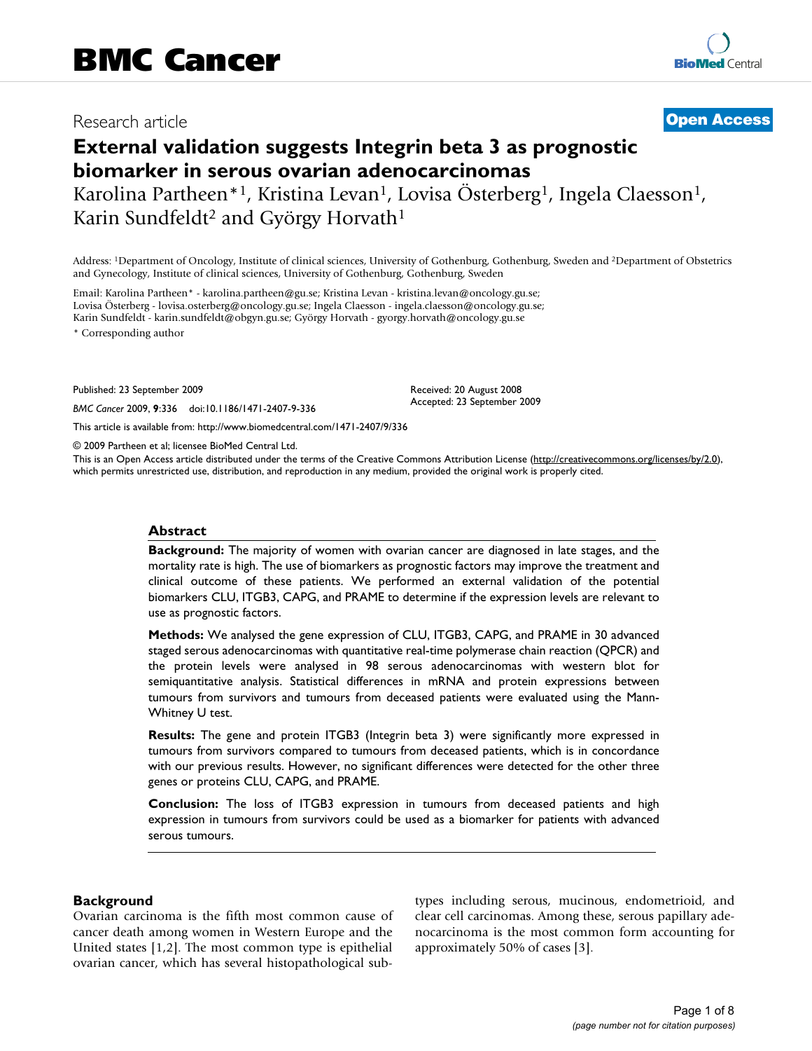# BMC Cancer

Research article

**Open Access**

# External validation suggests Integrin beta 3 as prognostic biomarker in serous ovarian adenocarcinomas

Karolina Partheen*[1], Kristina Levan[1], Lovisa Österberg[1], Ingela Claesson[1], Karin Sundfeldt[2] and György Horvath[1]

Address: [1]Department of Oncology, Institute of clinical sciences, University of Gothenburg, Gothenburg, Sweden and [2]Department of Obstetrics and Gynecology, Institute of clinical sciences, University of Gothenburg, Gothenburg, Sweden

Email: Karolina Partheen* - karolina.partheen@gu.se; Kristina Levan - kristina.levan@oncology.gu.se; Lovisa Österberg - lovisa.osterberg@oncology.gu.se; Ingela Claesson - ingela.claesson@oncology.gu.se; Karin Sundfeldt - karin.sundfeldt@obgyn.gu.se; György Horvath - gyorgy.horvath@oncology.gu.se

\* Corresponding author

Published: 23 September 2009

*BMC Cancer* 2009, **9**:336 doi:10.1186/1471-2407-9-336

Received: 20 August 2008
Accepted: 23 September 2009

This article is available from: http://www.biomedcentral.com/1471-2407/9/336

© 2009 Partheen et al; licensee BioMed Central Ltd.

This is an Open Access article distributed under the terms of the Creative Commons Attribution License (http://creativecommons.org/licenses/by/2.0), which permits unrestricted use, distribution, and reproduction in any medium, provided the original work is properly cited.

## Abstract

**Background:** The majority of women with ovarian cancer are diagnosed in late stages, and the mortality rate is high. The use of biomarkers as prognostic factors may improve the treatment and clinical outcome of these patients. We performed an external validation of the potential biomarkers CLU, ITGB3, CAPG, and PRAME to determine if the expression levels are relevant to use as prognostic factors.

**Methods:** We analysed the gene expression of CLU, ITGB3, CAPG, and PRAME in 30 advanced staged serous adenocarcinomas with quantitative real-time polymerase chain reaction (QPCR) and the protein levels were analysed in 98 serous adenocarcinomas with western blot for semiquantitative analysis. Statistical differences in mRNA and protein expressions between tumours from survivors and tumours from deceased patients were evaluated using the Mann-Whitney U test.

**Results:** The gene and protein ITGB3 (Integrin beta 3) were significantly more expressed in tumours from survivors compared to tumours from deceased patients, which is in concordance with our previous results. However, no significant differences were detected for the other three genes or proteins CLU, CAPG, and PRAME.

**Conclusion:** The loss of ITGB3 expression in tumours from deceased patients and high expression in tumours from survivors could be used as a biomarker for patients with advanced serous tumours.

## Background

Ovarian carcinoma is the fifth most common cause of cancer death among women in Western Europe and the United states [1,2]. The most common type is epithelial ovarian cancer, which has several histopathological subtypes including serous, mucinous, endometrioid, and clear cell carcinomas. Among these, serous papillary adenocarcinoma is the most common form accounting for approximately 50% of cases [3].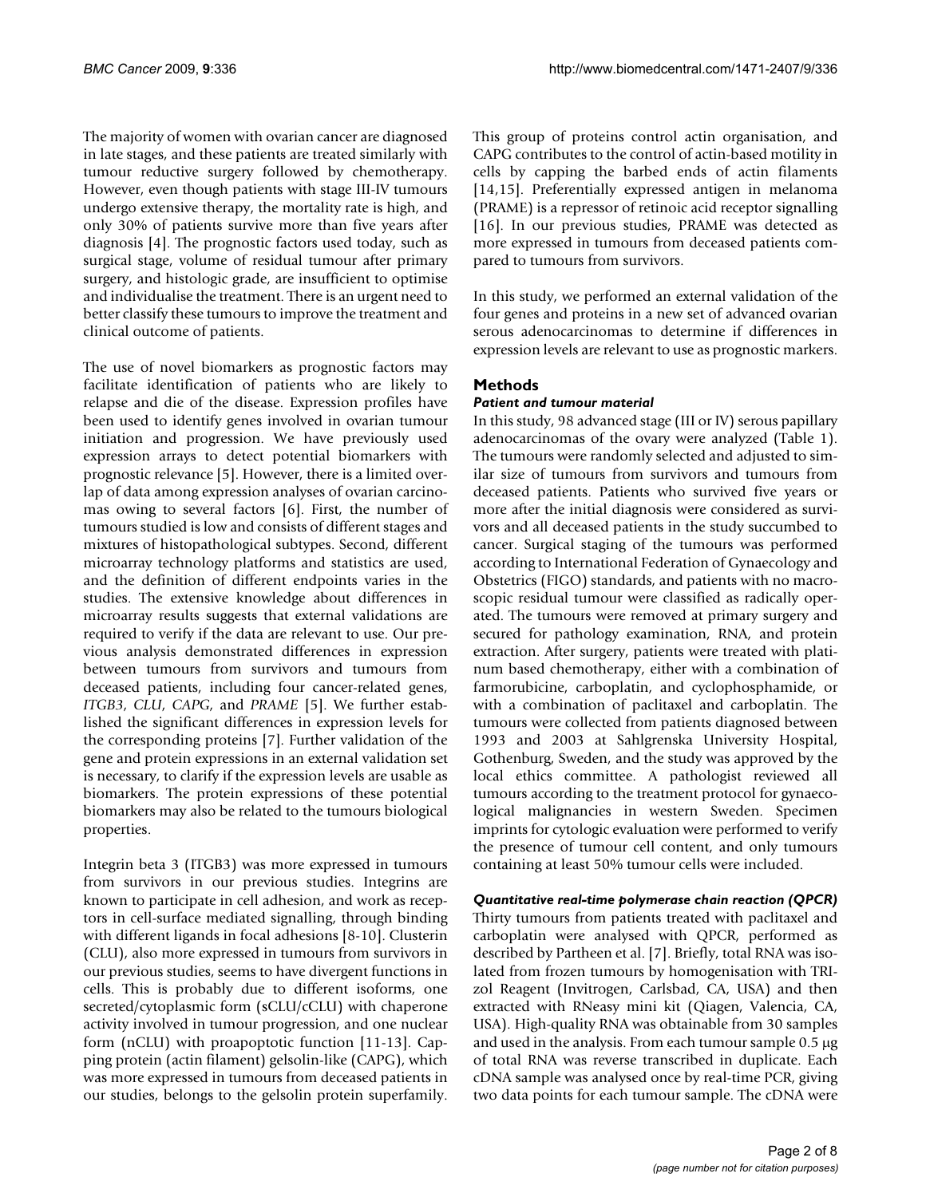The majority of women with ovarian cancer are diagnosed in late stages, and these patients are treated similarly with tumour reductive surgery followed by chemotherapy. However, even though patients with stage III-IV tumours undergo extensive therapy, the mortality rate is high, and only 30% of patients survive more than five years after diagnosis [4]. The prognostic factors used today, such as surgical stage, volume of residual tumour after primary surgery, and histologic grade, are insufficient to optimise and individualise the treatment. There is an urgent need to better classify these tumours to improve the treatment and clinical outcome of patients.

The use of novel biomarkers as prognostic factors may facilitate identification of patients who are likely to relapse and die of the disease. Expression profiles have been used to identify genes involved in ovarian tumour initiation and progression. We have previously used expression arrays to detect potential biomarkers with prognostic relevance [5]. However, there is a limited overlap of data among expression analyses of ovarian carcinomas owing to several factors [6]. First, the number of tumours studied is low and consists of different stages and mixtures of histopathological subtypes. Second, different microarray technology platforms and statistics are used, and the definition of different endpoints varies in the studies. The extensive knowledge about differences in microarray results suggests that external validations are required to verify if the data are relevant to use. Our previous analysis demonstrated differences in expression between tumours from survivors and tumours from deceased patients, including four cancer-related genes, *ITGB3*, *CLU*, *CAPG*, and *PRAME* [5]. We further established the significant differences in expression levels for the corresponding proteins [7]. Further validation of the gene and protein expressions in an external validation set is necessary, to clarify if the expression levels are usable as biomarkers. The protein expressions of these potential biomarkers may also be related to the tumours biological properties.

Integrin beta 3 (ITGB3) was more expressed in tumours from survivors in our previous studies. Integrins are known to participate in cell adhesion, and work as receptors in cell-surface mediated signalling, through binding with different ligands in focal adhesions [8-10]. Clusterin (CLU), also more expressed in tumours from survivors in our previous studies, seems to have divergent functions in cells. This is probably due to different isoforms, one secreted/cytoplasmic form (sCLU/cCLU) with chaperone activity involved in tumour progression, and one nuclear form (nCLU) with proapoptotic function [11-13]. Capping protein (actin filament) gelsolin-like (CAPG), which was more expressed in tumours from deceased patients in our studies, belongs to the gelsolin protein superfamily. This group of proteins control actin organisation, and CAPG contributes to the control of actin-based motility in cells by capping the barbed ends of actin filaments [14,15]. Preferentially expressed antigen in melanoma (PRAME) is a repressor of retinoic acid receptor signalling [16]. In our previous studies, PRAME was detected as more expressed in tumours from deceased patients compared to tumours from survivors.

In this study, we performed an external validation of the four genes and proteins in a new set of advanced ovarian serous adenocarcinomas to determine if differences in expression levels are relevant to use as prognostic markers.

## Methods

### *Patient and tumour material*

In this study, 98 advanced stage (III or IV) serous papillary adenocarcinomas of the ovary were analyzed (Table 1). The tumours were randomly selected and adjusted to similar size of tumours from survivors and tumours from deceased patients. Patients who survived five years or more after the initial diagnosis were considered as survivors and all deceased patients in the study succumbed to cancer. Surgical staging of the tumours was performed according to International Federation of Gynaecology and Obstetrics (FIGO) standards, and patients with no macroscopic residual tumour were classified as radically operated. The tumours were removed at primary surgery and secured for pathology examination, RNA, and protein extraction. After surgery, patients were treated with platinum based chemotherapy, either with a combination of farmorubicine, carboplatin, and cyclophosphamide, or with a combination of paclitaxel and carboplatin. The tumours were collected from patients diagnosed between 1993 and 2003 at Sahlgrenska University Hospital, Gothenburg, Sweden, and the study was approved by the local ethics committee. A pathologist reviewed all tumours according to the treatment protocol for gynaecological malignancies in western Sweden. Specimen imprints for cytologic evaluation were performed to verify the presence of tumour cell content, and only tumours containing at least 50% tumour cells were included.

### *Quantitative real-time polymerase chain reaction (QPCR)*

Thirty tumours from patients treated with paclitaxel and carboplatin were analysed with QPCR, performed as described by Partheen et al. [7]. Briefly, total RNA was isolated from frozen tumours by homogenisation with TRIzol Reagent (Invitrogen, Carlsbad, CA, USA) and then extracted with RNeasy mini kit (Qiagen, Valencia, CA, USA). High-quality RNA was obtainable from 30 samples and used in the analysis. From each tumour sample 0.5 μg of total RNA was reverse transcribed in duplicate. Each cDNA sample was analysed once by real-time PCR, giving two data points for each tumour sample. The cDNA were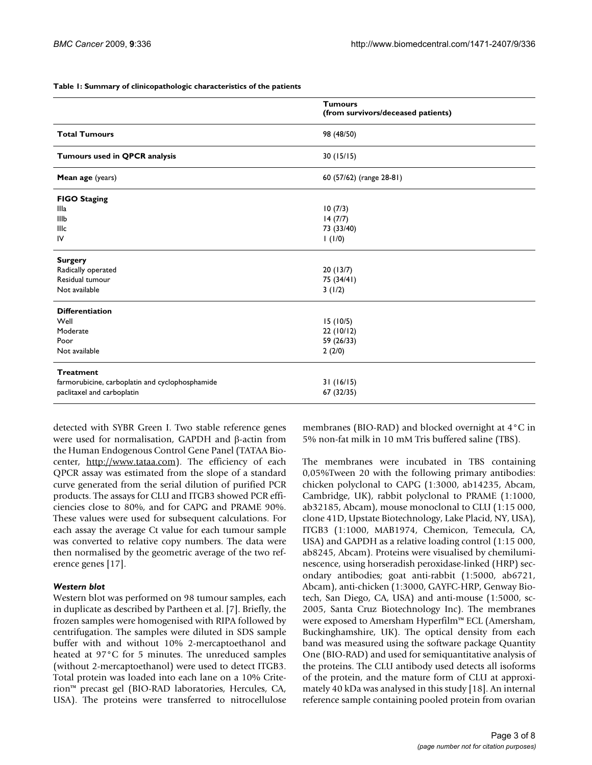**Table 1: Summary of clinicopathologic characteristics of the patients**

| | Tumours (from survivors/deceased patients) |
|---|---|
| **Total Tumours** | 98 (48/50) |
| **Tumours used in QPCR analysis** | 30 (15/15) |
| **Mean age** (years) | 60 (57/62) (range 28-81) |
| **FIGO Staging** | |
| IIIa | 10 (7/3) |
| IIIb | 14 (7/7) |
| IIIc | 73 (33/40) |
| IV | 1 (1/0) |
| **Surgery** | |
| Radically operated | 20 (13/7) |
| Residual tumour | 75 (34/41) |
| Not available | 3 (1/2) |
| **Differentiation** | |
| Well | 15 (10/5) |
| Moderate | 22 (10/12) |
| Poor | 59 (26/33) |
| Not available | 2 (2/0) |
| **Treatment** | |
| farmorubicine, carboplatin and cyclophosphamide | 31 (16/15) |
| paclitaxel and carboplatin | 67 (32/35) |

detected with SYBR Green I. Two stable reference genes were used for normalisation, GAPDH and β-actin from the Human Endogenous Control Gene Panel (TATAA Biocenter, http://www.tataa.com). The efficiency of each QPCR assay was estimated from the slope of a standard curve generated from the serial dilution of purified PCR products. The assays for CLU and ITGB3 showed PCR efficiencies close to 80%, and for CAPG and PRAME 90%. These values were used for subsequent calculations. For each assay the average Ct value for each tumour sample was converted to relative copy numbers. The data were then normalised by the geometric average of the two reference genes [17].

### *Western blot*

Western blot was performed on 98 tumour samples, each in duplicate as described by Partheen et al. [7]. Briefly, the frozen samples were homogenised with RIPA followed by centrifugation. The samples were diluted in SDS sample buffer with and without 10% 2-mercaptoethanol and heated at 97°C for 5 minutes. The unreduced samples (without 2-mercaptoethanol) were used to detect ITGB3. Total protein was loaded into each lane on a 10% Criterion™ precast gel (BIO-RAD laboratories, Hercules, CA, USA). The proteins were transferred to nitrocellulose membranes (BIO-RAD) and blocked overnight at 4°C in 5% non-fat milk in 10 mM Tris buffered saline (TBS).

The membranes were incubated in TBS containing 0,05%Tween 20 with the following primary antibodies: chicken polyclonal to CAPG (1:3000, ab14235, Abcam, Cambridge, UK), rabbit polyclonal to PRAME (1:1000, ab32185, Abcam), mouse monoclonal to CLU (1:15 000, clone 41D, Upstate Biotechnology, Lake Placid, NY, USA), ITGB3 (1:1000, MAB1974, Chemicon, Temecula, CA, USA) and GAPDH as a relative loading control (1:15 000, ab8245, Abcam). Proteins were visualised by chemiluminescence, using horseradish peroxidase-linked (HRP) secondary antibodies; goat anti-rabbit (1:5000, ab6721, Abcam), anti-chicken (1:3000, GAYFC-HRP, Genway Biotech, San Diego, CA, USA) and anti-mouse (1:5000, sc-2005, Santa Cruz Biotechnology Inc). The membranes were exposed to Amersham Hyperfilm™ ECL (Amersham, Buckinghamshire, UK). The optical density from each band was measured using the software package Quantity One (BIO-RAD) and used for semiquantitative analysis of the proteins. The CLU antibody used detects all isoforms of the protein, and the mature form of CLU at approximately 40 kDa was analysed in this study [18]. An internal reference sample containing pooled protein from ovarian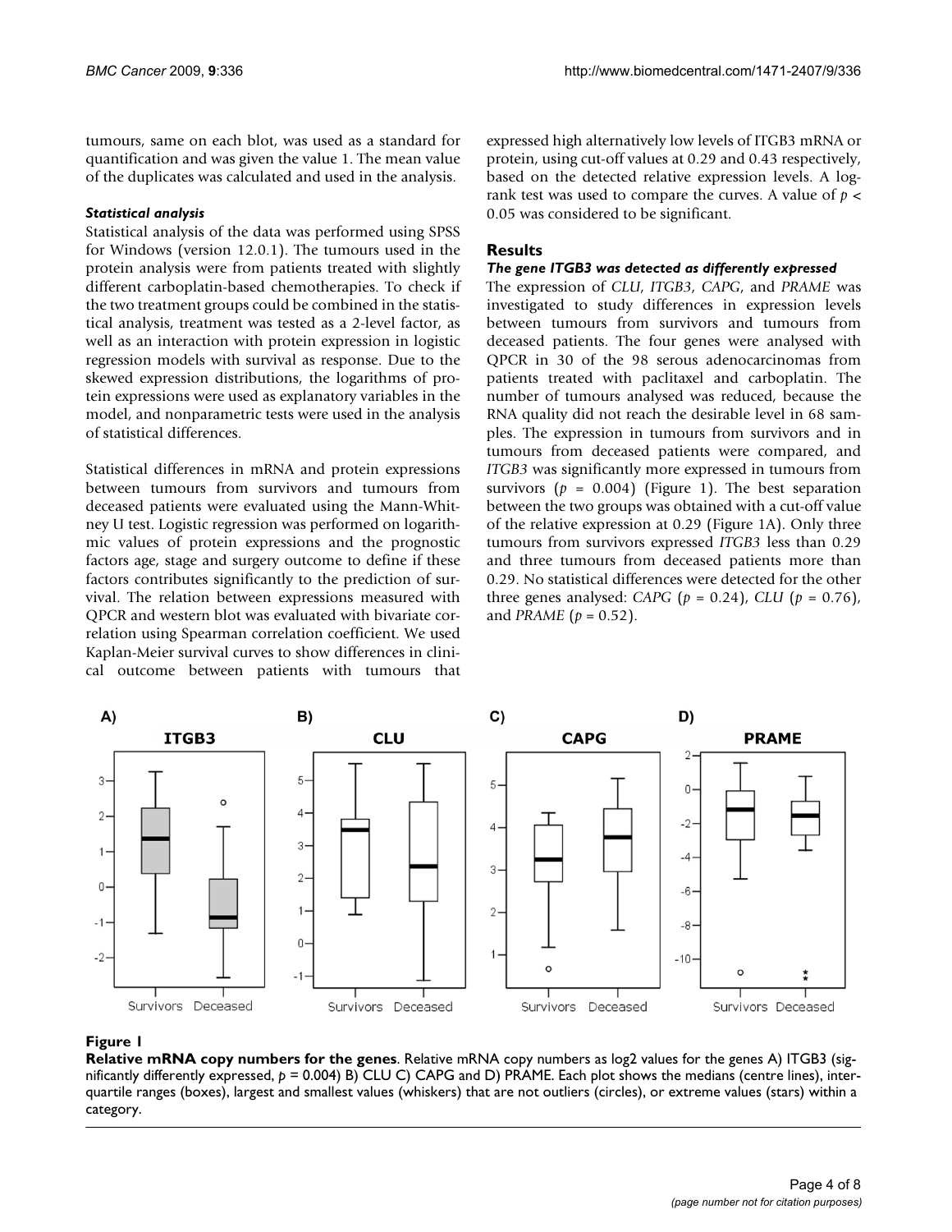tumours, same on each blot, was used as a standard for quantification and was given the value 1. The mean value of the duplicates was calculated and used in the analysis.

#### *Statistical analysis*

Statistical analysis of the data was performed using SPSS for Windows (version 12.0.1). The tumours used in the protein analysis were from patients treated with slightly different carboplatin-based chemotherapies. To check if the two treatment groups could be combined in the statistical analysis, treatment was tested as a 2-level factor, as well as an interaction with protein expression in logistic regression models with survival as response. Due to the skewed expression distributions, the logarithms of protein expressions were used as explanatory variables in the model, and nonparametric tests were used in the analysis of statistical differences.

Statistical differences in mRNA and protein expressions between tumours from survivors and tumours from deceased patients were evaluated using the Mann-Whitney U test. Logistic regression was performed on logarithmic values of protein expressions and the prognostic factors age, stage and surgery outcome to define if these factors contributes significantly to the prediction of survival. The relation between expressions measured with QPCR and western blot was evaluated with bivariate correlation using Spearman correlation coefficient. We used Kaplan-Meier survival curves to show differences in clinical outcome between patients with tumours that expressed high alternatively low levels of ITGB3 mRNA or protein, using cut-off values at 0.29 and 0.43 respectively, based on the detected relative expression levels. A log-rank test was used to compare the curves. A value of $p < 0.05$ was considered to be significant.

## Results

#### *The gene ITGB3 was detected as differently expressed*

The expression of *CLU*, *ITGB3*, *CAPG*, and *PRAME* was investigated to study differences in expression levels between tumours from survivors and tumours from deceased patients. The four genes were analysed with QPCR in 30 of the 98 serous adenocarcinomas from patients treated with paclitaxel and carboplatin. The number of tumours analysed was reduced, because the RNA quality did not reach the desirable level in 68 samples. The expression in tumours from survivors and in tumours from deceased patients were compared, and *ITGB3* was significantly more expressed in tumours from survivors ($p = 0.004$) (Figure 1). The best separation between the two groups was obtained with a cut-off value of the relative expression at 0.29 (Figure 1A). Only three tumours from survivors expressed *ITGB3* less than 0.29 and three tumours from deceased patients more than 0.29. No statistical differences were detected for the other three genes analysed: *CAPG* ($p = 0.24$), *CLU* ($p = 0.76$), and *PRAME* ($p = 0.52$).

**Figure 1**

**Relative mRNA copy numbers for the genes**. Relative mRNA copy numbers as log2 values for the genes A) ITGB3 (significantly differently expressed, $p = 0.004$) B) CLU C) CAPG and D) PRAME. Each plot shows the medians (centre lines), interquartile ranges (boxes), largest and smallest values (whiskers) that are not outliers (circles), or extreme values (stars) within a category.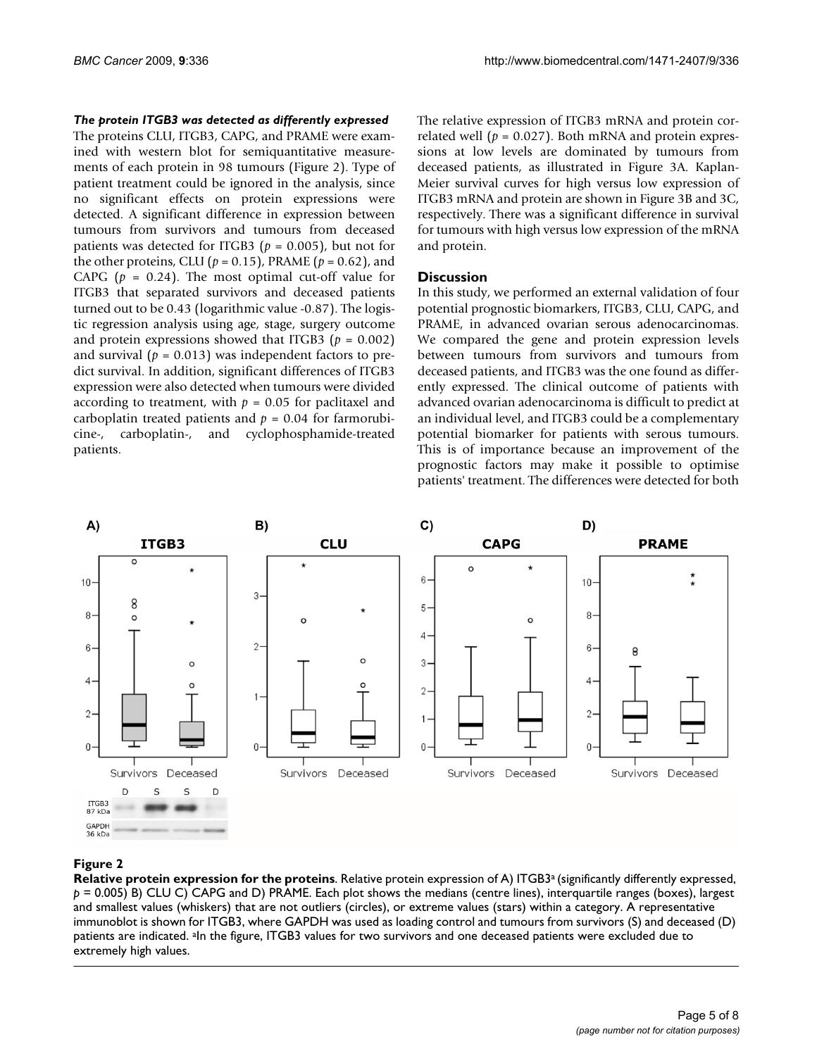### *The protein ITGB3 was detected as differently expressed*

The proteins CLU, ITGB3, CAPG, and PRAME were examined with western blot for semiquantitative measurements of each protein in 98 tumours (Figure 2). Type of patient treatment could be ignored in the analysis, since no significant effects on protein expressions were detected. A significant difference in expression between tumours from survivors and tumours from deceased patients was detected for ITGB3 ($p = 0.005$), but not for the other proteins, CLU ($p = 0.15$), PRAME ($p = 0.62$), and CAPG ($p = 0.24$). The most optimal cut-off value for ITGB3 that separated survivors and deceased patients turned out to be 0.43 (logarithmic value -0.87). The logistic regression analysis using age, stage, surgery outcome and protein expressions showed that ITGB3 ($p = 0.002$) and survival ($p = 0.013$) was independent factors to predict survival. In addition, significant differences of ITGB3 expression were also detected when tumours were divided according to treatment, with $p = 0.05$ for paclitaxel and carboplatin treated patients and $p = 0.04$ for farmorubicine-, carboplatin-, and cyclophosphamide-treated patients.

The relative expression of ITGB3 mRNA and protein correlated well ($p = 0.027$). Both mRNA and protein expressions at low levels are dominated by tumours from deceased patients, as illustrated in Figure 3A. Kaplan-Meier survival curves for high versus low expression of ITGB3 mRNA and protein are shown in Figure 3B and 3C, respectively. There was a significant difference in survival for tumours with high versus low expression of the mRNA and protein.

## Discussion

In this study, we performed an external validation of four potential prognostic biomarkers, ITGB3, CLU, CAPG, and PRAME, in advanced ovarian serous adenocarcinomas. We compared the gene and protein expression levels between tumours from survivors and tumours from deceased patients, and ITGB3 was the one found as differently expressed. The clinical outcome of patients with advanced ovarian adenocarcinoma is difficult to predict at an individual level, and ITGB3 could be a complementary potential biomarker for patients with serous tumours. This is of importance because an improvement of the prognostic factors may make it possible to optimise patients' treatment. The differences were detected for both

**Figure 2**

**Relative protein expression for the proteins**. Relative protein expression of A) ITGB3[a] (significantly differently expressed, $p = 0.005$) B) CLU C) CAPG and D) PRAME. Each plot shows the medians (centre lines), interquartile ranges (boxes), largest and smallest values (whiskers) that are not outliers (circles), or extreme values (stars) within a category. A representative immunoblot is shown for ITGB3, where GAPDH was used as loading control and tumours from survivors (S) and deceased (D) patients are indicated. [a]In the figure, ITGB3 values for two survivors and one deceased patients were excluded due to extremely high values.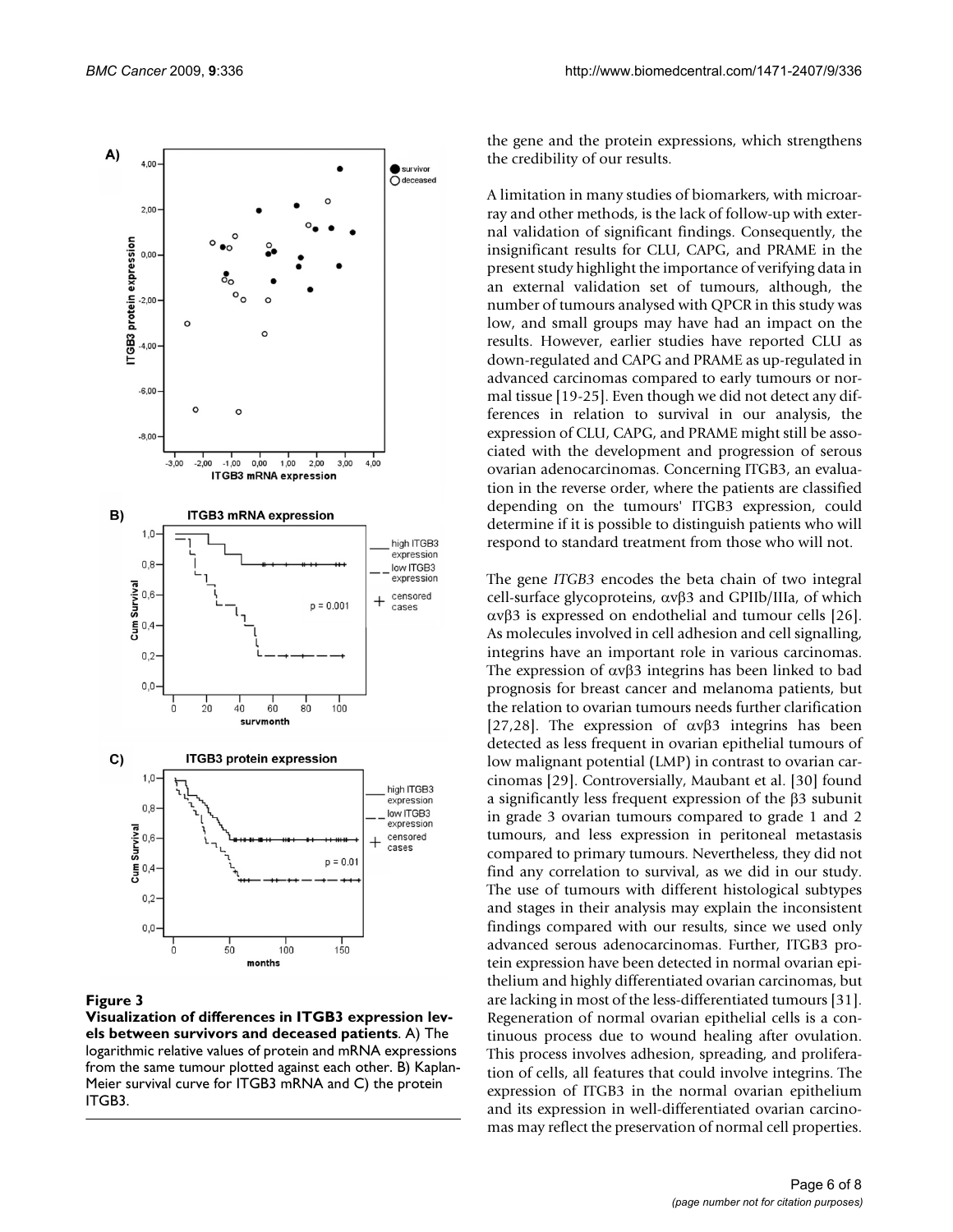**Figure 3**

**Visualization of differences in ITGB3 expression levels between survivors and deceased patients**. A) The logarithmic relative values of protein and mRNA expressions from the same tumour plotted against each other. B) Kaplan-Meier survival curve for ITGB3 mRNA and C) the protein ITGB3.

the gene and the protein expressions, which strengthens the credibility of our results.

A limitation in many studies of biomarkers, with microarray and other methods, is the lack of follow-up with external validation of significant findings. Consequently, the insignificant results for CLU, CAPG, and PRAME in the present study highlight the importance of verifying data in an external validation set of tumours, although, the number of tumours analysed with QPCR in this study was low, and small groups may have had an impact on the results. However, earlier studies have reported CLU as down-regulated and CAPG and PRAME as up-regulated in advanced carcinomas compared to early tumours or normal tissue [19-25]. Even though we did not detect any differences in relation to survival in our analysis, the expression of CLU, CAPG, and PRAME might still be associated with the development and progression of serous ovarian adenocarcinomas. Concerning ITGB3, an evaluation in the reverse order, where the patients are classified depending on the tumours' ITGB3 expression, could determine if it is possible to distinguish patients who will respond to standard treatment from those who will not.

The gene *ITGB3* encodes the beta chain of two integral cell-surface glycoproteins, $\alpha v\beta 3$ and GPIIb/IIIa, of which $\alpha v\beta 3$ is expressed on endothelial and tumour cells [26]. As molecules involved in cell adhesion and cell signalling, integrins have an important role in various carcinomas. The expression of $\alpha v\beta 3$ integrins has been linked to bad prognosis for breast cancer and melanoma patients, but the relation to ovarian tumours needs further clarification [27,28]. The expression of $\alpha v\beta 3$ integrins has been detected as less frequent in ovarian epithelial tumours of low malignant potential (LMP) in contrast to ovarian carcinomas [29]. Controversially, Maubant et al. [30] found a significantly less frequent expression of the $\beta 3$ subunit in grade 3 ovarian tumours compared to grade 1 and 2 tumours, and less expression in peritoneal metastasis compared to primary tumours. Nevertheless, they did not find any correlation to survival, as we did in our study. The use of tumours with different histological subtypes and stages in their analysis may explain the inconsistent findings compared with our results, since we used only advanced serous adenocarcinomas. Further, ITGB3 protein expression have been detected in normal ovarian epithelium and highly differentiated ovarian carcinomas, but are lacking in most of the less-differentiated tumours [31]. Regeneration of normal ovarian epithelial cells is a continuous process due to wound healing after ovulation. This process involves adhesion, spreading, and proliferation of cells, all features that could involve integrins. The expression of ITGB3 in the normal ovarian epithelium and its expression in well-differentiated ovarian carcinomas may reflect the preservation of normal cell properties.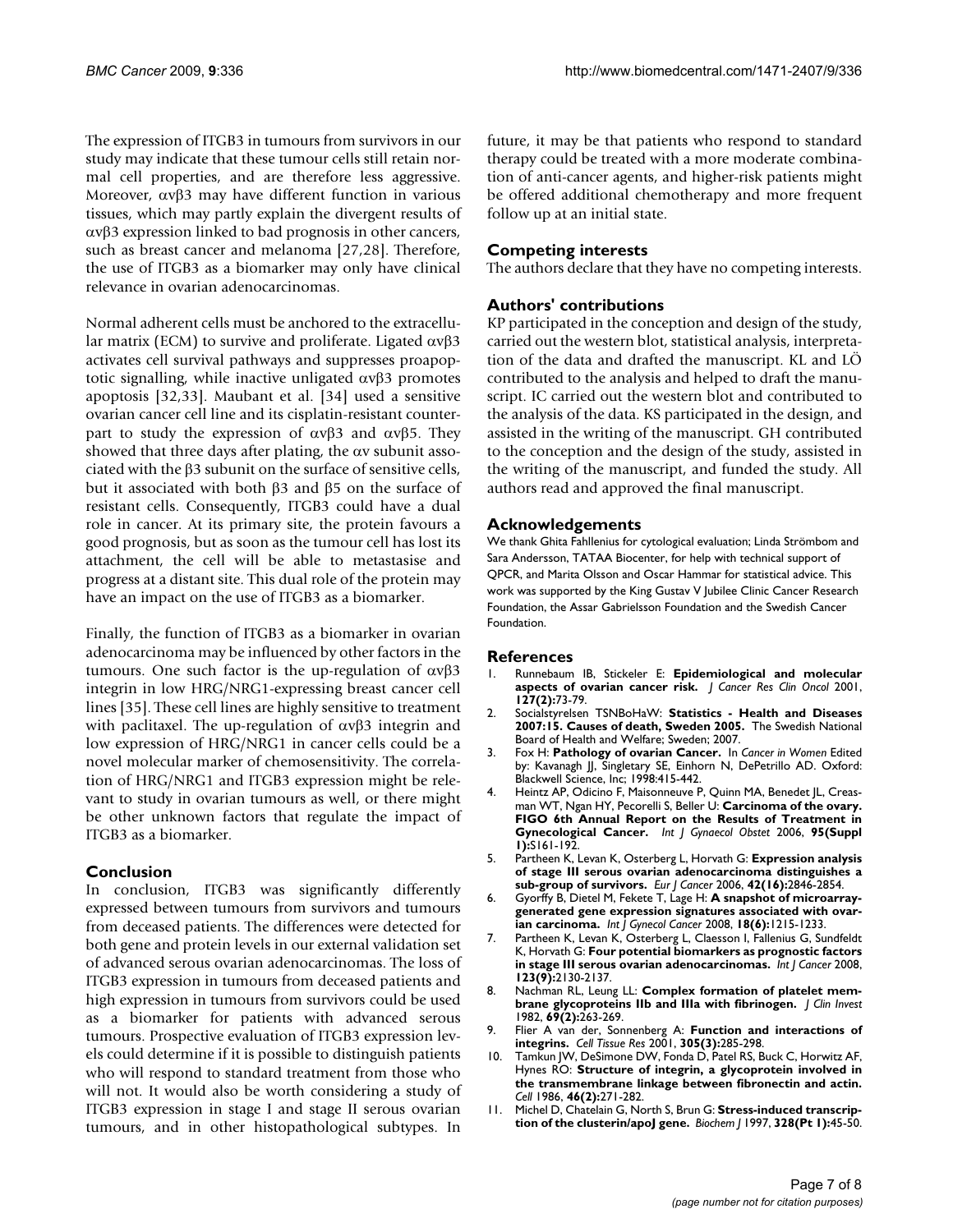The expression of ITGB3 in tumours from survivors in our study may indicate that these tumour cells still retain normal cell properties, and are therefore less aggressive. Moreover, αvβ3 may have different function in various tissues, which may partly explain the divergent results of αvβ3 expression linked to bad prognosis in other cancers, such as breast cancer and melanoma [27,28]. Therefore, the use of ITGB3 as a biomarker may only have clinical relevance in ovarian adenocarcinomas.

Normal adherent cells must be anchored to the extracellular matrix (ECM) to survive and proliferate. Ligated αvβ3 activates cell survival pathways and suppresses proapoptotic signalling, while inactive unligated αvβ3 promotes apoptosis [32,33]. Maubant et al. [34] used a sensitive ovarian cancer cell line and its cisplatin-resistant counterpart to study the expression of αvβ3 and αvβ5. They showed that three days after plating, the αv subunit associated with the β3 subunit on the surface of sensitive cells, but it associated with both β3 and β5 on the surface of resistant cells. Consequently, ITGB3 could have a dual role in cancer. At its primary site, the protein favours a good prognosis, but as soon as the tumour cell has lost its attachment, the cell will be able to metastasise and progress at a distant site. This dual role of the protein may have an impact on the use of ITGB3 as a biomarker.

Finally, the function of ITGB3 as a biomarker in ovarian adenocarcinoma may be influenced by other factors in the tumours. One such factor is the up-regulation of αvβ3 integrin in low HRG/NRG1-expressing breast cancer cell lines [35]. These cell lines are highly sensitive to treatment with paclitaxel. The up-regulation of αvβ3 integrin and low expression of HRG/NRG1 in cancer cells could be a novel molecular marker of chemosensitivity. The correlation of HRG/NRG1 and ITGB3 expression might be relevant to study in ovarian tumours as well, or there might be other unknown factors that regulate the impact of ITGB3 as a biomarker.

## Conclusion

In conclusion, ITGB3 was significantly differently expressed between tumours from survivors and tumours from deceased patients. The differences were detected for both gene and protein levels in our external validation set of advanced serous ovarian adenocarcinomas. The loss of ITGB3 expression in tumours from deceased patients and high expression in tumours from survivors could be used as a biomarker for patients with advanced serous tumours. Prospective evaluation of ITGB3 expression levels could determine if it is possible to distinguish patients who will respond to standard treatment from those who will not. It would also be worth considering a study of ITGB3 expression in stage I and stage II serous ovarian tumours, and in other histopathological subtypes. In future, it may be that patients who respond to standard therapy could be treated with a more moderate combination of anti-cancer agents, and higher-risk patients might be offered additional chemotherapy and more frequent follow up at an initial state.

## Competing interests

The authors declare that they have no competing interests.

## Authors' contributions

KP participated in the conception and design of the study, carried out the western blot, statistical analysis, interpretation of the data and drafted the manuscript. KL and LÖ contributed to the analysis and helped to draft the manuscript. IC carried out the western blot and contributed to the analysis of the data. KS participated in the design, and assisted in the writing of the manuscript. GH contributed to the conception and the design of the study, assisted in the writing of the manuscript, and funded the study. All authors read and approved the final manuscript.

## Acknowledgements

We thank Ghita Fahllenius for cytological evaluation; Linda Strömbom and Sara Andersson, TATAA Biocenter, for help with technical support of QPCR, and Marita Olsson and Oscar Hammar for statistical advice. This work was supported by the King Gustav V Jubilee Clinic Cancer Research Foundation, the Assar Gabrielsson Foundation and the Swedish Cancer Foundation.

## References

1. Runnebaum IB, Stickeler E: **Epidemiological and molecular aspects of ovarian cancer risk.** *J Cancer Res Clin Oncol* 2001, **127(2):**73-79.
2. Socialstyrelsen TSNBoHaW: **Statistics - Health and Diseases 2007:15. Causes of death, Sweden 2005.** The Swedish National Board of Health and Welfare; Sweden; 2007.
3. Fox H: **Pathology of ovarian Cancer.** In *Cancer in Women* Edited by: Kavanagh JJ, Singletary SE, Einhorn N, DePetrillo AD. Oxford: Blackwell Science, Inc; 1998:415-442.
4. Heintz AP, Odicino F, Maisonneuve P, Quinn MA, Benedet JL, Creasman WT, Ngan HY, Pecorelli S, Beller U: **Carcinoma of the ovary. FIGO 6th Annual Report on the Results of Treatment in Gynecological Cancer.** *Int J Gynaecol Obstet* 2006, **95(Suppl 1):**S161-192.
5. Partheen K, Levan K, Osterberg L, Horvath G: **Expression analysis of stage III serous ovarian adenocarcinoma distinguishes a sub-group of survivors.** *Eur J Cancer* 2006, **42(16):**2846-2854.
6. Gyorffy B, Dietel M, Fekete T, Lage H: **A snapshot of microarray-generated gene expression signatures associated with ovarian carcinoma.** *Int J Gynecol Cancer* 2008, **18(6):**1215-1233.
7. Partheen K, Levan K, Osterberg L, Claesson I, Fallenius G, Sundfeldt K, Horvath G: **Four potential biomarkers as prognostic factors in stage III serous ovarian adenocarcinomas.** *Int J Cancer* 2008, **123(9):**2130-2137.
8. Nachman RL, Leung LL: **Complex formation of platelet membrane glycoproteins IIb and IIIa with fibrinogen.** *J Clin Invest* 1982, **69(2):**263-269.
9. Flier A van der, Sonnenberg A: **Function and interactions of integrins.** *Cell Tissue Res* 2001, **305(3):**285-298.
10. Tamkun JW, DeSimone DW, Fonda D, Patel RS, Buck C, Horwitz AF, Hynes RO: **Structure of integrin, a glycoprotein involved in the transmembrane linkage between fibronectin and actin.** *Cell* 1986, **46(2):**271-282.
11. Michel D, Chatelain G, North S, Brun G: **Stress-induced transcription of the clusterin/apoJ gene.** *Biochem J* 1997, **328(Pt 1):**45-50.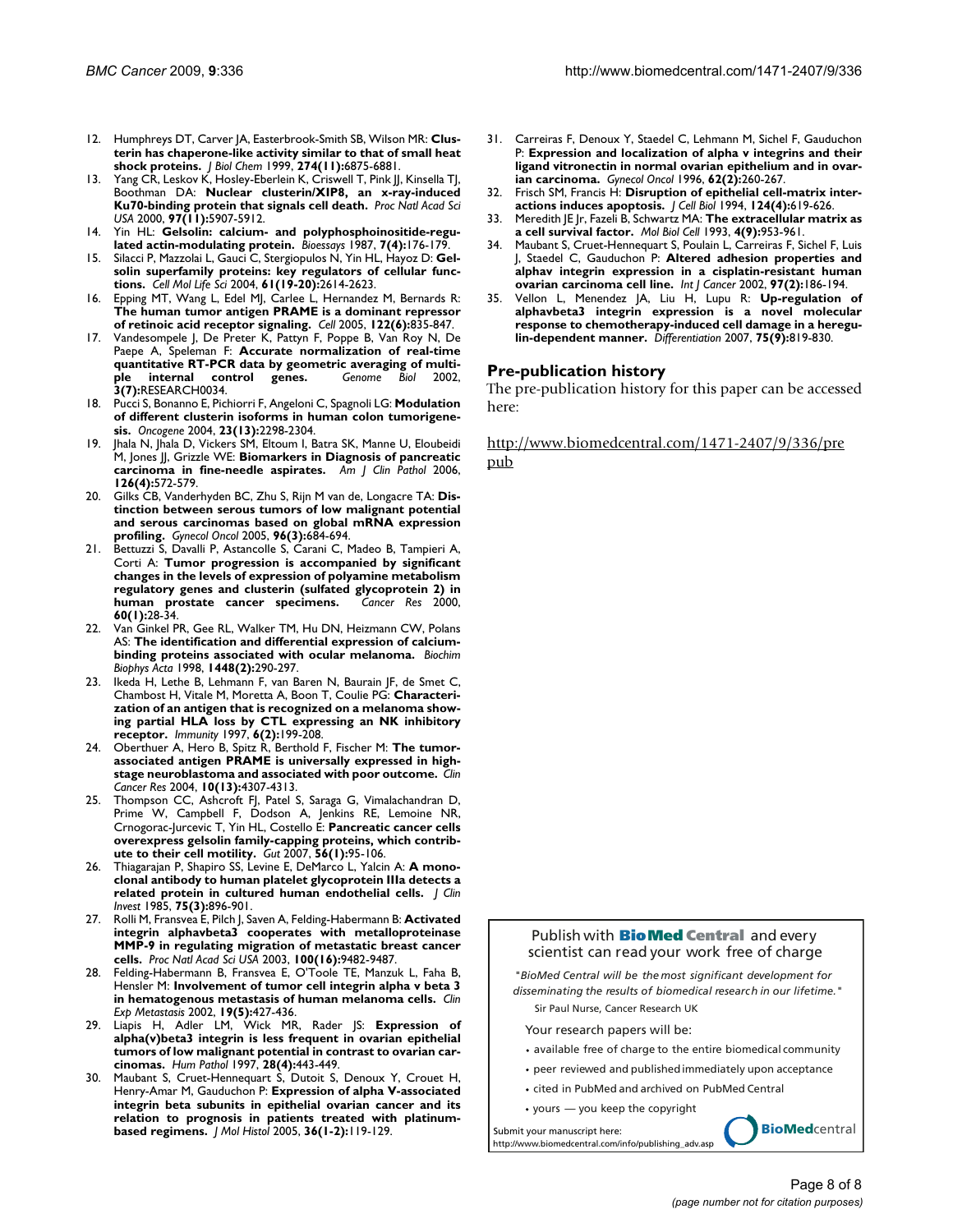12. Humphreys DT, Carver JA, Easterbrook-Smith SB, Wilson MR: **Clusterin has chaperone-like activity similar to that of small heat shock proteins.** *J Biol Chem* 1999, **274(11):**6875-6881.
13. Yang CR, Leskov K, Hosley-Eberlein K, Criswell T, Pink JJ, Kinsella TJ, Boothman DA: **Nuclear clusterin/XIP8, an x-ray-induced Ku70-binding protein that signals cell death.** *Proc Natl Acad Sci USA* 2000, **97(11):**5907-5912.
14. Yin HL: **Gelsolin: calcium- and polyphosphoinositide-regulated actin-modulating protein.** *Bioessays* 1987, **7(4):**176-179.
15. Silacci P, Mazzolai L, Gauci C, Stergiopulos N, Yin HL, Hayoz D: **Gelsolin superfamily proteins: key regulators of cellular functions.** *Cell Mol Life Sci* 2004, **61(19-20):**2614-2623.
16. Epping MT, Wang L, Edel MJ, Carlee L, Hernandez M, Bernards R: **The human tumor antigen PRAME is a dominant repressor of retinoic acid receptor signaling.** *Cell* 2005, **122(6):**835-847.
17. Vandesompele J, De Preter K, Pattyn F, Poppe B, Van Roy N, De Paepe A, Speleman F: **Accurate normalization of real-time quantitative RT-PCR data by geometric averaging of multiple internal control genes.** *Genome Biol* 2002, **3(7):**RESEARCH0034.
18. Pucci S, Bonanno E, Pichiorri F, Angeloni C, Spagnoli LG: **Modulation of different clusterin isoforms in human colon tumorigenesis.** *Oncogene* 2004, **23(13):**2298-2304.
19. Jhala N, Jhala D, Vickers SM, Eltoum I, Batra SK, Manne U, Eloubeidi M, Jones JJ, Grizzle WE: **Biomarkers in Diagnosis of pancreatic carcinoma in fine-needle aspirates.** *Am J Clin Pathol* 2006, **126(4):**572-579.
20. Gilks CB, Vanderhyden BC, Zhu S, Rijn M van de, Longacre TA: **Distinction between serous tumors of low malignant potential and serous carcinomas based on global mRNA expression profiling.** *Gynecol Oncol* 2005, **96(3):**684-694.
21. Bettuzzi S, Davalli P, Astancolle S, Carani C, Madeo B, Tampieri A, Corti A: **Tumor progression is accompanied by significant changes in the levels of expression of polyamine metabolism regulatory genes and clusterin (sulfated glycoprotein 2) in human prostate cancer specimens.** *Cancer Res* 2000, **60(1):**28-34.
22. Van Ginkel PR, Gee RL, Walker TM, Hu DN, Heizmann CW, Polans AS: **The identification and differential expression of calcium-binding proteins associated with ocular melanoma.** *Biochim Biophys Acta* 1998, **1448(2):**290-297.
23. Ikeda H, Lethe B, Lehmann F, van Baren N, Baurain JF, de Smet C, Chambost H, Vitale M, Moretta A, Boon T, Coulie PG: **Characterization of an antigen that is recognized on a melanoma showing partial HLA loss by CTL expressing an NK inhibitory receptor.** *Immunity* 1997, **6(2):**199-208.
24. Oberthuer A, Hero B, Spitz R, Berthold F, Fischer M: **The tumor-associated antigen PRAME is universally expressed in high-stage neuroblastoma and associated with poor outcome.** *Clin Cancer Res* 2004, **10(13):**4307-4313.
25. Thompson CC, Ashcroft FJ, Patel S, Saraga G, Vimalachandran D, Prime W, Campbell F, Dodson A, Jenkins RE, Lemoine NR, Crnogorac-Jurcevic T, Yin HL, Costello E: **Pancreatic cancer cells overexpress gelsolin family-capping proteins, which contribute to their cell motility.** *Gut* 2007, **56(1):**95-106.
26. Thiagarajan P, Shapiro SS, Levine E, DeMarco L, Yalcin A: **A monoclonal antibody to human platelet glycoprotein IIIa detects a related protein in cultured human endothelial cells.** *J Clin Invest* 1985, **75(3):**896-901.
27. Rolli M, Fransvea E, Pilch J, Saven A, Felding-Habermann B: **Activated integrin alphavbeta3 cooperates with metalloproteinase MMP-9 in regulating migration of metastatic breast cancer cells.** *Proc Natl Acad Sci USA* 2003, **100(16):**9482-9487.
28. Felding-Habermann B, Fransvea E, O'Toole TE, Manzuk L, Faha B, Hensler M: **Involvement of tumor cell integrin alpha v beta 3 in hematogenous metastasis of human melanoma cells.** *Clin Exp Metastasis* 2002, **19(5):**427-436.
29. Liapis H, Adler LM, Wick MR, Rader JS: **Expression of alpha(v)beta3 integrin is less frequent in ovarian epithelial tumors of low malignant potential in contrast to ovarian carcinomas.** *Hum Pathol* 1997, **28(4):**443-449.
30. Maubant S, Cruet-Hennequart S, Dutoit S, Denoux Y, Crouet H, Henry-Amar M, Gauduchon P: **Expression of alpha V-associated integrin beta subunits in epithelial ovarian cancer and its relation to prognosis in patients treated with platinum-based regimens.** *J Mol Histol* 2005, **36(1-2):**119-129.
31. Carreiras F, Denoux Y, Staedel C, Lehmann M, Sichel F, Gauduchon P: **Expression and localization of alpha v integrins and their ligand vitronectin in normal ovarian epithelium and in ovarian carcinoma.** *Gynecol Oncol* 1996, **62(2):**260-267.
32. Frisch SM, Francis H: **Disruption of epithelial cell-matrix interactions induces apoptosis.** *J Cell Biol* 1994, **124(4):**619-626.
33. Meredith JE Jr, Fazeli B, Schwartz MA: **The extracellular matrix as a cell survival factor.** *Mol Biol Cell* 1993, **4(9):**953-961.
34. Maubant S, Cruet-Hennequart S, Poulain L, Carreiras F, Sichel F, Luis J, Staedel C, Gauduchon P: **Altered adhesion properties and alphav integrin expression in a cisplatin-resistant human ovarian carcinoma cell line.** *Int J Cancer* 2002, **97(2):**186-194.
35. Vellon L, Menendez JA, Liu H, Lupu R: **Up-regulation of alphavbeta3 integrin expression is a novel molecular response to chemotherapy-induced cell damage in a heregulin-dependent manner.** *Differentiation* 2007, **75(9):**819-830.

## Pre-publication history

The pre-publication history for this paper can be accessed here:

http://www.biomedcentral.com/1471-2407/9/336/prepub

Publish with **BioMed Central** and every scientist can read your work free of charge

*"BioMed Central will be the most significant development for disseminating the results of biomedical research in our lifetime."*

Sir Paul Nurse, Cancer Research UK

Your research papers will be:

- available free of charge to the entire biomedical community
- peer reviewed and published immediately upon acceptance
- cited in PubMed and archived on PubMed Central
- yours — you keep the copyright

Submit your manuscript here:
http://www.biomedcentral.com/info/publishing_adv.asp

BioMedcentral